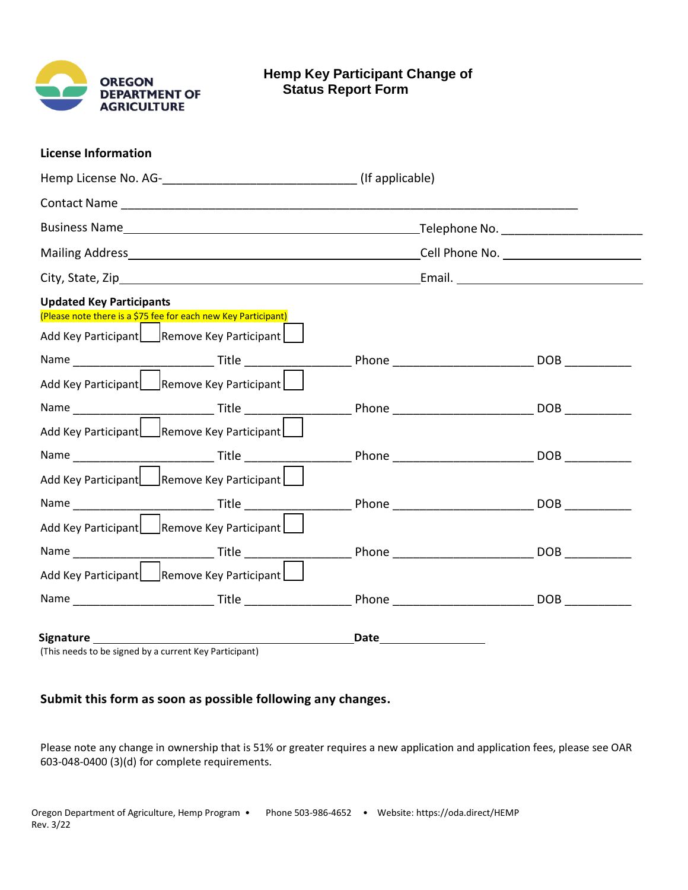**OREGON DEPARTMENT OF AGRICULTURE**

# Hemp Key Participant Change of Status Report Form

**License Information**

Hemp License No. AG-______________________________ (If applicable)

Contact Name ______________________________________________________________________

Business Name ____________________________________________ Telephone No. ____________________

Mailing Address ___________________________________________ Cell Phone No. ____________________

City, State, Zip ___________________________________________ Email. ____________________________

**Updated Key Participants**

(Please note there is a $75 fee for each new Key Participant)

Add Key Participant ☐ Remove Key Participant ☐

Name ______________________ Title ________________ Phone ____________________ DOB __________

Add Key Participant ☐ Remove Key Participant ☐

Name ______________________ Title ________________ Phone ____________________ DOB __________

Add Key Participant ☐ Remove Key Participant ☐

Name ______________________ Title ________________ Phone ____________________ DOB __________

Add Key Participant ☐ Remove Key Participant ☐

Name ______________________ Title ________________ Phone ____________________ DOB __________

Add Key Participant ☐ Remove Key Participant ☐

Name ______________________ Title ________________ Phone ____________________ DOB __________

Add Key Participant ☐ Remove Key Participant ☐

Name ______________________ Title ________________ Phone ____________________ DOB __________

**Signature** ____________________________________________ **Date** ________________

(This needs to be signed by a current Key Participant)

**Submit this form as soon as possible following any changes.**

Please note any change in ownership that is 51% or greater requires a new application and application fees, please see OAR 603-048-0400 (3)(d) for complete requirements.

Oregon Department of Agriculture, Hemp Program • Phone 503-986-4652 • Website: https://oda.direct/HEMP
Rev. 3/22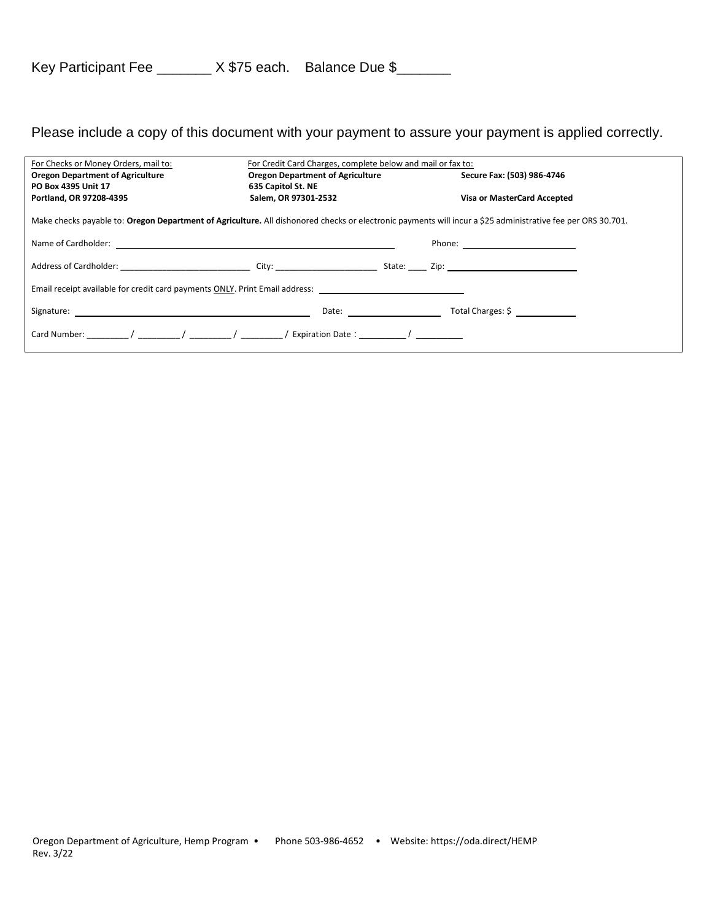Key Participant Fee _______ X $75 each.    Balance Due $_______

Please include a copy of this document with your payment to assure your payment is applied correctly.

| For Checks or Money Orders, mail to: | For Credit Card Charges, complete below and mail or fax to: | |
|---|---|---|
| **Oregon Department of Agriculture** | **Oregon Department of Agriculture** | **Secure Fax: (503) 986-4746** |
| **PO Box 4395 Unit 17** | **635 Capitol St. NE** | |
| **Portland, OR 97208-4395** | **Salem, OR 97301-2532** | **Visa or MasterCard Accepted** |

Make checks payable to: **Oregon Department of Agriculture.** All dishonored checks or electronic payments will incur a $25 administrative fee per ORS 30.701.

Name of Cardholder: ______________________________ Phone: ______________

Address of Cardholder: ___________________________ City: _____________________ State: ____ Zip: ______________

Email receipt available for credit card payments ONLY. Print Email address: ______________________

Signature: ______________________________ Date: ____________ Total Charges: $ __________

Card Number: _________ / _________ / _________ / _________ / Expiration Date : __________ / __________

Oregon Department of Agriculture, Hemp Program • Phone 503-986-4652 • Website: https://oda.direct/HEMP
Rev. 3/22